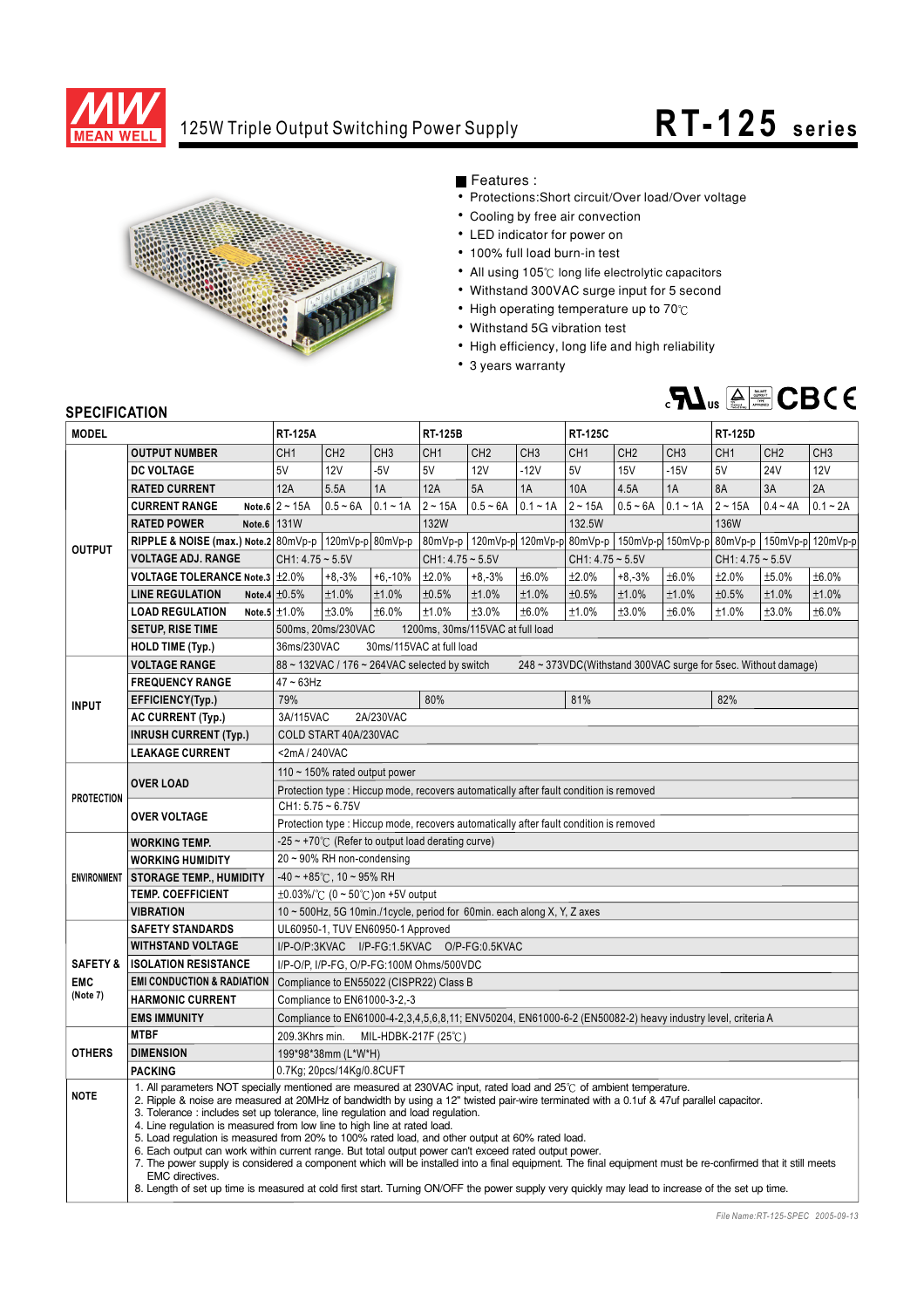# 125W Triple Output Switching Power Supply

## RT-125 series

■ Features :

- Protections:Short circuit/Over load/Over voltage
- Cooling by free air convection
- LED indicator for power on
- 100% full load burn-in test
- All using 105℃ long life electrolytic capacitors
- Withstand 300VAC surge input for 5 second
- High operating temperature up to 70℃
- Withstand 5G vibration test
- High efficiency, long life and high reliability
- 3 years warranty

## SPECIFICATION

| MODEL | | RT-125A | | | RT-125B | | | RT-125C | | | RT-125D | | |
|---|---|---|---|---|---|---|---|---|---|---|---|---|---|
| OUTPUT | OUTPUT NUMBER | CH1 | CH2 | CH3 | CH1 | CH2 | CH3 | CH1 | CH2 | CH3 | CH1 | CH2 | CH3 |
| | DC VOLTAGE | 5V | 12V | -5V | 5V | 12V | -12V | 5V | 15V | -15V | 5V | 24V | 12V |
| | RATED CURRENT | 12A | 5.5A | 1A | 12A | 5A | 1A | 10A | 4.5A | 1A | 8A | 3A | 2A |
| | CURRENT RANGE Note.6 | 2 ~ 15A | 0.5 ~ 6A | 0.1 ~ 1A | 2 ~ 15A | 0.5 ~ 6A | 0.1 ~ 1A | 2 ~ 15A | 0.5 ~ 6A | 0.1 ~ 1A | 2 ~ 15A | 0.4 ~ 4A | 0.1 ~ 2A |
| | RATED POWER Note.6 | 131W | | | 132W | | | 132.5W | | | 136W | | |
| | RIPPLE & NOISE (max.) Note.2 | 80mVp-p | 120mVp-p | 80mVp-p | 80mVp-p | 120mVp-p | 120mVp-p | 80mVp-p | 150mVp-p | 150mVp-p | 80mVp-p | 150mVp-p | 120mVp-p |
| | VOLTAGE ADJ. RANGE | CH1: 4.75 ~ 5.5V | | | CH1: 4.75 ~ 5.5V | | | CH1: 4.75 ~ 5.5V | | | CH1: 4.75 ~ 5.5V | | |
| | VOLTAGE TOLERANCE Note.3 | ±2.0% | +8,-3% | +6,-10% | ±2.0% | +8,-3% | ±6.0% | ±2.0% | +8,-3% | ±6.0% | ±2.0% | ±5.0% | ±6.0% |
| | LINE REGULATION Note.4 | ±0.5% | ±1.0% | ±1.0% | ±0.5% | ±1.0% | ±1.0% | ±0.5% | ±1.0% | ±1.0% | ±0.5% | ±1.0% | ±1.0% |
| | LOAD REGULATION Note.5 | ±1.0% | ±3.0% | ±6.0% | ±1.0% | ±3.0% | ±6.0% | ±1.0% | ±3.0% | ±6.0% | ±1.0% | ±3.0% | ±6.0% |
| | SETUP, RISE TIME | 500ms, 20ms/230VAC 1200ms, 30ms/115VAC at full load | | | | | | | | | | | |
| | HOLD TIME (Typ.) | 36ms/230VAC 30ms/115VAC at full load | | | | | | | | | | | |
| INPUT | VOLTAGE RANGE | 88 ~ 132VAC / 176 ~ 264VAC selected by switch 248 ~ 373VDC(Withstand 300VAC surge for 5sec. Without damage) | | | | | | | | | | | |
| | FREQUENCY RANGE | 47 ~ 63Hz | | | | | | | | | | | |
| | EFFICIENCY(Typ.) | 79% | | | 80% | | | 81% | | | 82% | | |
| | AC CURRENT (Typ.) | 3A/115VAC 2A/230VAC | | | | | | | | | | | |
| | INRUSH CURRENT (Typ.) | COLD START 40A/230VAC | | | | | | | | | | | |
| | LEAKAGE CURRENT | <2mA / 240VAC | | | | | | | | | | | |
| PROTECTION | OVER LOAD | 110 ~ 150% rated output power | | | | | | | | | | | |
| | | Protection type : Hiccup mode, recovers automatically after fault condition is removed | | | | | | | | | | | |
| | OVER VOLTAGE | CH1: 5.75 ~ 6.75V | | | | | | | | | | | |
| | | Protection type : Hiccup mode, recovers automatically after fault condition is removed | | | | | | | | | | | |
| ENVIRONMENT | WORKING TEMP. | -25 ~ +70℃ (Refer to output load derating curve) | | | | | | | | | | | |
| | WORKING HUMIDITY | 20 ~ 90% RH non-condensing | | | | | | | | | | | |
| | STORAGE TEMP., HUMIDITY | -40 ~ +85℃, 10 ~ 95% RH | | | | | | | | | | | |
| | TEMP. COEFFICIENT | ±0.03%/℃ (0 ~ 50℃)on +5V output | | | | | | | | | | | |
| | VIBRATION | 10 ~ 500Hz, 5G 10min./1cycle, period for 60min. each along X, Y, Z axes | | | | | | | | | | | |
| SAFETY & EMC (Note 7) | SAFETY STANDARDS | UL60950-1, TUV EN60950-1 Approved | | | | | | | | | | | |
| | WITHSTAND VOLTAGE | I/P-O/P:3KVAC I/P-FG:1.5KVAC O/P-FG:0.5KVAC | | | | | | | | | | | |
| | ISOLATION RESISTANCE | I/P-O/P, I/P-FG, O/P-FG:100M Ohms/500VDC | | | | | | | | | | | |
| | EMI CONDUCTION & RADIATION | Compliance to EN55022 (CISPR22) Class B | | | | | | | | | | | |
| | HARMONIC CURRENT | Compliance to EN61000-3-2,-3 | | | | | | | | | | | |
| | EMS IMMUNITY | Compliance to EN61000-4-2,3,4,5,6,8,11; ENV50204, EN61000-6-2 (EN50082-2) heavy industry level, criteria A | | | | | | | | | | | |
| OTHERS | MTBF | 209.3Khrs min. MIL-HDBK-217F (25℃) | | | | | | | | | | | |
| | DIMENSION | 199*98*38mm (L*W*H) | | | | | | | | | | | |
| | PACKING | 0.7Kg; 20pcs/14Kg/0.8CUFT | | | | | | | | | | | |

**NOTE**

1. All parameters NOT specially mentioned are measured at 230VAC input, rated load and 25℃ of ambient temperature.
2. Ripple & noise are measured at 20MHz of bandwidth by using a 12" twisted pair-wire terminated with a 0.1uf & 47uf parallel capacitor.
3. Tolerance : includes set up tolerance, line regulation and load regulation.
4. Line regulation is measured from low line to high line at rated load.
5. Load regulation is measured from 20% to 100% rated load, and other output at 60% rated load.
6. Each output can work within current range. But total output power can't exceed rated output power.
7. The power supply is considered a component which will be installed into a final equipment. The final equipment must be re-confirmed that it still meets EMC directives.
8. Length of set up time is measured at cold first start. Turning ON/OFF the power supply very quickly may lead to increase of the set up time.

File Name:RT-125-SPEC 2005-09-13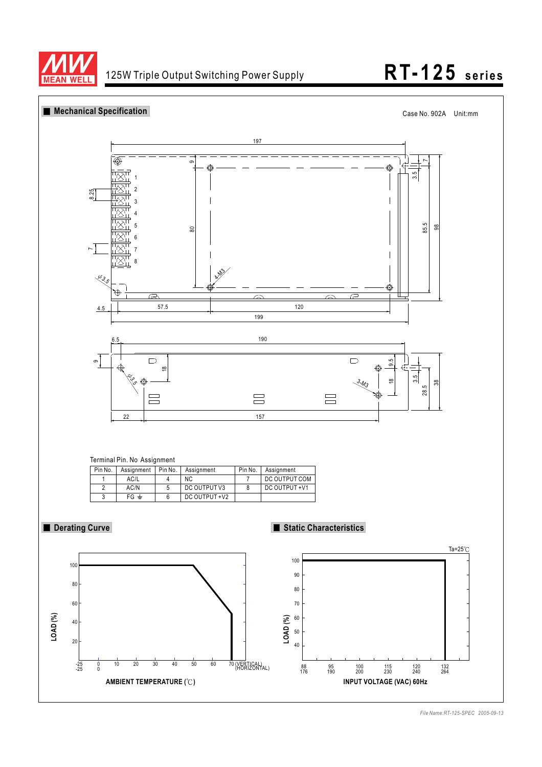125W Triple Output Switching Power Supply

# RT-125 series

## Mechanical Specification

Case No. 902A Unit:mm

197
9
7
3.5
8.25
1
2
3
4
5
6
7
8
80
85.5
98
7
φ3.5
4-M3
4.5
57.5
120
199

6.5
190
9
18
9.5
φ3.5
3-M3
18
3.5
28.5
38
22
157

Terminal Pin. No Assignment

| Pin No. | Assignment | Pin No. | Assignment | Pin No. | Assignment |
|---|---|---|---|---|---|
| 1 | AC/L | 4 | NC | 7 | DC OUTPUT COM |
| 2 | AC/N | 5 | DC OUTPUT V3 | 8 | DC OUTPUT +V1 |
| 3 | FG ⏚ | 6 | DC OUTPUT +V2 | | |

## Derating Curve

LOAD (%)
100
80
60
40
20
-25 -25
0 0
10
20
30
40
50
60
70 (VERTICAL) (HORIZONTAL)
AMBIENT TEMPERATURE (℃)

## Static Characteristics

Ta=25℃

LOAD (%)
100
90
80
70
60
50
40
88 176
95 190
100 200
115 230
120 240
132 264
INPUT VOLTAGE (VAC) 60Hz

File Name:RT-125-SPEC 2005-09-13